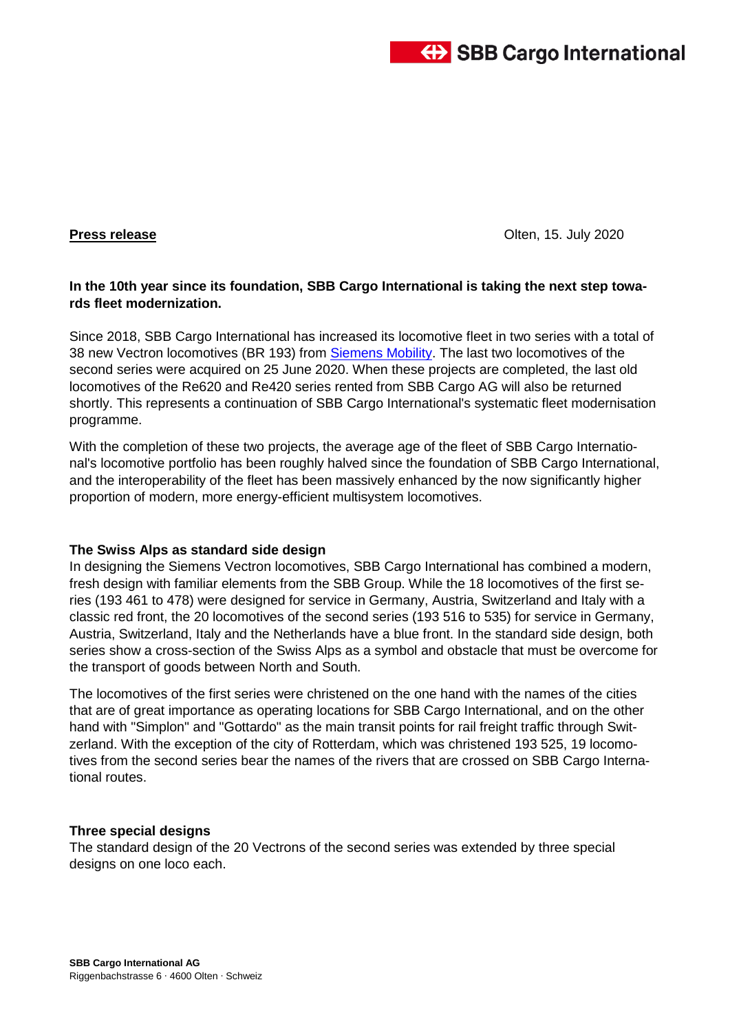**Press release**

Olten, 15. July 2020

**In the 10th year since its foundation, SBB Cargo International is taking the next step towards fleet modernization.**

Since 2018, SBB Cargo International has increased its locomotive fleet in two series with a total of 38 new Vectron locomotives (BR 193) from Siemens Mobility. The last two locomotives of the second series were acquired on 25 June 2020. When these projects are completed, the last old locomotives of the Re620 and Re420 series rented from SBB Cargo AG will also be returned shortly. This represents a continuation of SBB Cargo International's systematic fleet modernisation programme.

With the completion of these two projects, the average age of the fleet of SBB Cargo International's locomotive portfolio has been roughly halved since the foundation of SBB Cargo International, and the interoperability of the fleet has been massively enhanced by the now significantly higher proportion of modern, more energy-efficient multisystem locomotives.

**The Swiss Alps as standard side design**

In designing the Siemens Vectron locomotives, SBB Cargo International has combined a modern, fresh design with familiar elements from the SBB Group. While the 18 locomotives of the first series (193 461 to 478) were designed for service in Germany, Austria, Switzerland and Italy with a classic red front, the 20 locomotives of the second series (193 516 to 535) for service in Germany, Austria, Switzerland, Italy and the Netherlands have a blue front. In the standard side design, both series show a cross-section of the Swiss Alps as a symbol and obstacle that must be overcome for the transport of goods between North and South.

The locomotives of the first series were christened on the one hand with the names of the cities that are of great importance as operating locations for SBB Cargo International, and on the other hand with "Simplon" and "Gottardo" as the main transit points for rail freight traffic through Switzerland. With the exception of the city of Rotterdam, which was christened 193 525, 19 locomotives from the second series bear the names of the rivers that are crossed on SBB Cargo International routes.

**Three special designs**

The standard design of the 20 Vectrons of the second series was extended by three special designs on one loco each.

**SBB Cargo International AG**
Riggenbachstrasse 6 · 4600 Olten · Schweiz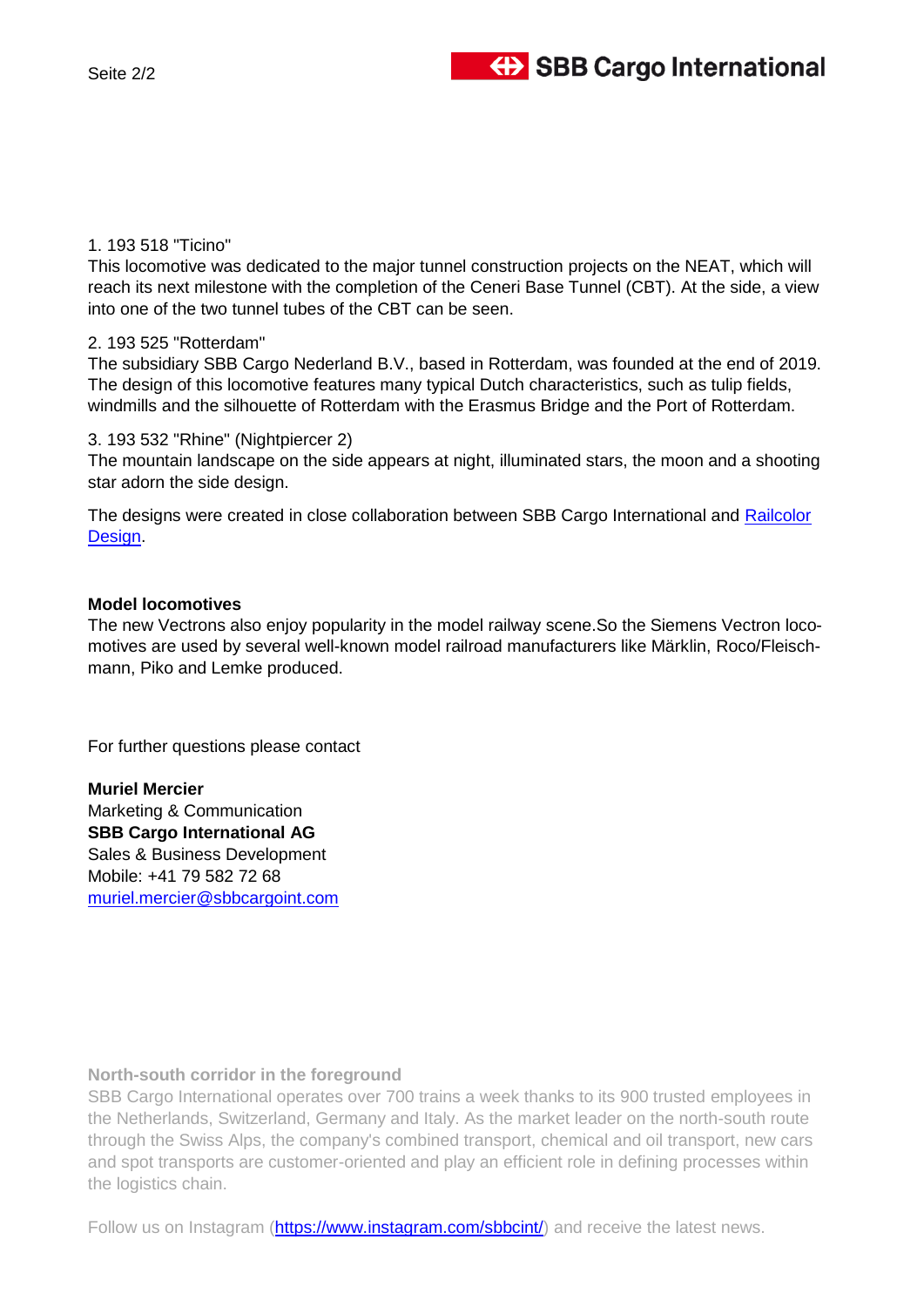1. 193 518 "Ticino"
This locomotive was dedicated to the major tunnel construction projects on the NEAT, which will reach its next milestone with the completion of the Ceneri Base Tunnel (CBT). At the side, a view into one of the two tunnel tubes of the CBT can be seen.

2. 193 525 "Rotterdam"
The subsidiary SBB Cargo Nederland B.V., based in Rotterdam, was founded at the end of 2019. The design of this locomotive features many typical Dutch characteristics, such as tulip fields, windmills and the silhouette of Rotterdam with the Erasmus Bridge and the Port of Rotterdam.

3. 193 532 "Rhine" (Nightpiercer 2)
The mountain landscape on the side appears at night, illuminated stars, the moon and a shooting star adorn the side design.

The designs were created in close collaboration between SBB Cargo International and [Railcolor Design](Railcolor Design).

**Model locomotives**
The new Vectrons also enjoy popularity in the model railway scene.So the Siemens Vectron locomotives are used by several well-known model railroad manufacturers like Märklin, Roco/Fleischmann, Piko and Lemke produced.

For further questions please contact

**Muriel Mercier**
Marketing & Communication
**SBB Cargo International AG**
Sales & Business Development
Mobile: +41 79 582 72 68
muriel.mercier@sbbcargoint.com

**North-south corridor in the foreground**
SBB Cargo International operates over 700 trains a week thanks to its 900 trusted employees in the Netherlands, Switzerland, Germany and Italy. As the market leader on the north-south route through the Swiss Alps, the company's combined transport, chemical and oil transport, new cars and spot transports are customer-oriented and play an efficient role in defining processes within the logistics chain.

Follow us on Instagram (https://www.instagram.com/sbbcint/) and receive the latest news.